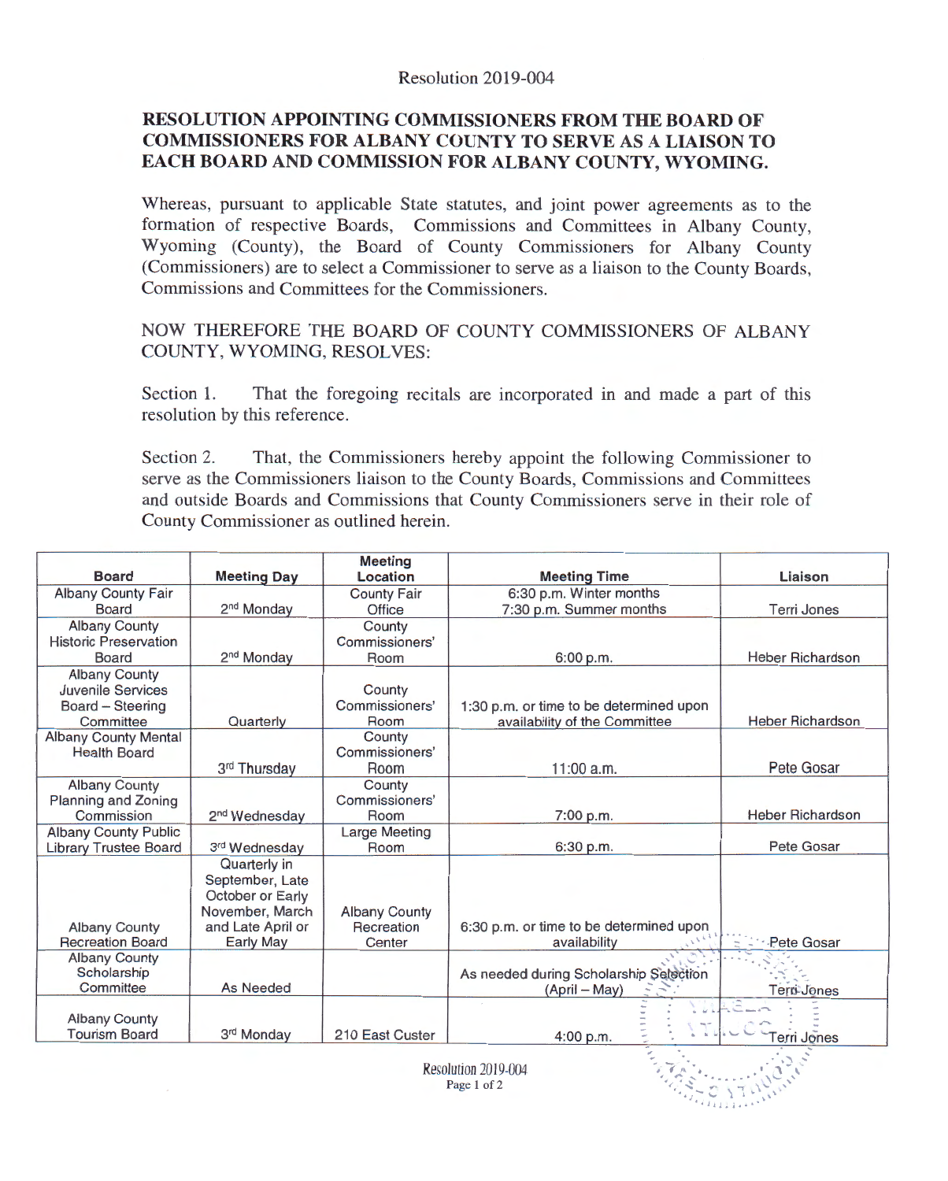Resolution 2019-004

**RESOLUTION APPOINTING COMMISSIONERS FROM THE BOARD OF COMMISSIONERS FOR ALBANY COUNTY TO SERVE AS A LIAISON TO EACH BOARD AND COMMISSION FOR ALBANY COUNTY, WYOMING.**

Whereas, pursuant to applicable State statutes, and joint power agreements as to the formation of respective Boards, Commissions and Committees in Albany County, Wyoming (County), the Board of County Commissioners for Albany County (Commissioners) are to select a Commissioner to serve as a liaison to the County Boards, Commissions and Committees for the Commissioners.

NOW THEREFORE THE BOARD OF COUNTY COMMISSIONERS OF ALBANY COUNTY, WYOMING, RESOLVES:

Section 1. That the foregoing recitals are incorporated in and made a part of this resolution by this reference.

Section 2. That, the Commissioners hereby appoint the following Commissioner to serve as the Commissioners liaison to the County Boards, Commissions and Committees and outside Boards and Commissions that County Commissioners serve in their role of County Commissioner as outlined herein.

| Board | Meeting Day | Meeting Location | Meeting Time | Liaison |
|---|---|---|---|---|
| Albany County Fair Board | 2nd Monday | County Fair Office | 6:30 p.m. Winter months<br>7:30 p.m. Summer months | Terri Jones |
| Albany County Historic Preservation Board | 2nd Monday | County Commissioners' Room | 6:00 p.m. | Heber Richardson |
| Albany County Juvenile Services Board – Steering Committee | Quarterly | County Commissioners' Room | 1:30 p.m. or time to be determined upon availability of the Committee | Heber Richardson |
| Albany County Mental Health Board | 3rd Thursday | County Commissioners' Room | 11:00 a.m. | Pete Gosar |
| Albany County Planning and Zoning Commission | 2nd Wednesday | County Commissioners' Room | 7:00 p.m. | Heber Richardson |
| Albany County Public Library Trustee Board | 3rd Wednesday | Large Meeting Room | 6:30 p.m. | Pete Gosar |
| Albany County Recreation Board | Quarterly in September, Late October or Early November, March and Late April or Early May | Albany County Recreation Center | 6:30 p.m. or time to be determined upon availability | Pete Gosar |
| Albany County Scholarship Committee | As Needed | | As needed during Scholarship Selection (April – May) | Terri Jones |
| Albany County Tourism Board | 3rd Monday | 210 East Custer | 4:00 p.m. | Terri Jones |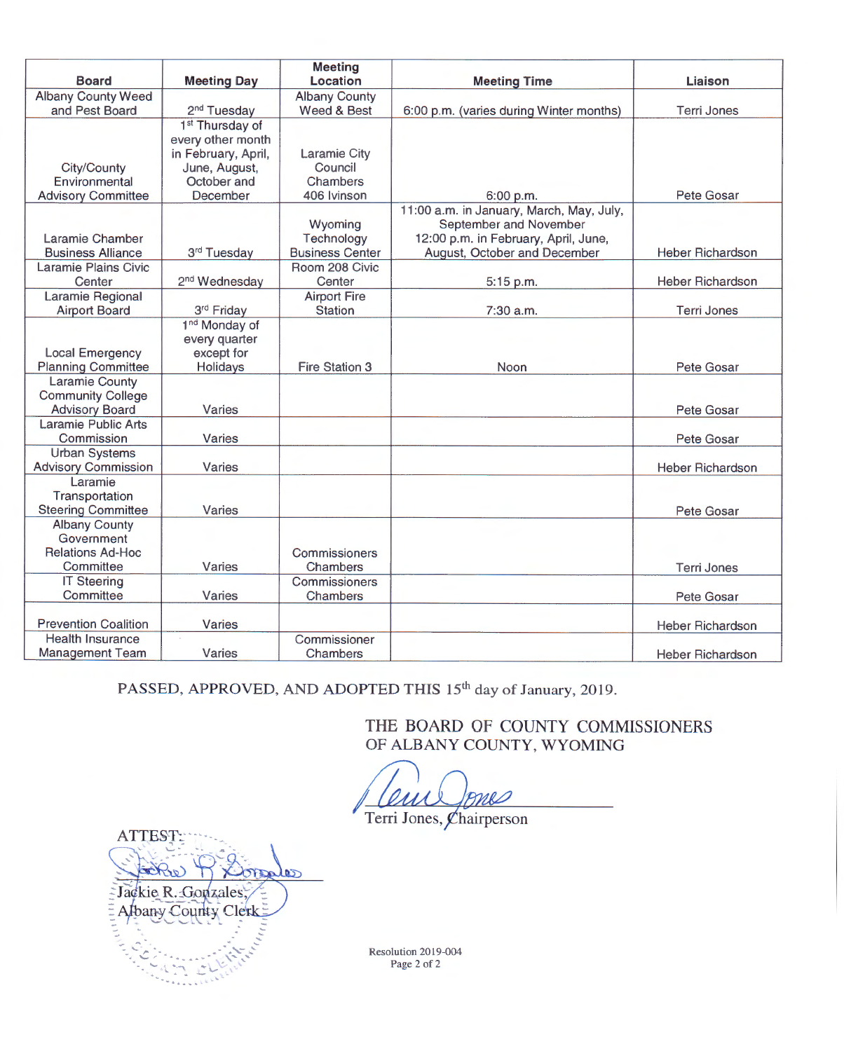| Board | Meeting Day | Meeting Location | Meeting Time | Liaison |
|---|---|---|---|---|
| Albany County Weed and Pest Board | 2nd Tuesday | Albany County Weed & Best | 6:00 p.m. (varies during Winter months) | Terri Jones |
| City/County Environmental Advisory Committee | 1st Thursday of every other month in February, April, June, August, October and December | Laramie City Council Chambers 406 Ivinson | 6:00 p.m. | Pete Gosar |
| Laramie Chamber Business Alliance | 3rd Tuesday | Wyoming Technology Business Center | 11:00 a.m. in January, March, May, July, September and November 12:00 p.m. in February, April, June, August, October and December | Heber Richardson |
| Laramie Plains Civic Center | 2nd Wednesday | Room 208 Civic Center | 5:15 p.m. | Heber Richardson |
| Laramie Regional Airport Board | 3rd Friday | Airport Fire Station | 7:30 a.m. | Terri Jones |
| Local Emergency Planning Committee | 1nd Monday of every quarter except for Holidays | Fire Station 3 | Noon | Pete Gosar |
| Laramie County Community College Advisory Board | Varies | | | Pete Gosar |
| Laramie Public Arts Commission | Varies | | | Pete Gosar |
| Urban Systems Advisory Commission | Varies | | | Heber Richardson |
| Laramie Transportation Steering Committee | Varies | | | Pete Gosar |
| Albany County Government Relations Ad-Hoc Committee | Varies | Commissioners Chambers | | Terri Jones |
| IT Steering Committee | Varies | Commissioners Chambers | | Pete Gosar |
| Prevention Coalition | Varies | | | Heber Richardson |
| Health Insurance Management Team | Varies | Commissioner Chambers | | Heber Richardson |

PASSED, APPROVED, AND ADOPTED THIS 15th day of January, 2019.

THE BOARD OF COUNTY COMMISSIONERS
OF ALBANY COUNTY, WYOMING

Terri Jones, Chairperson

ATTEST:

Jackie R. Gonzales,
Albany County Clerk

Resolution 2019-004